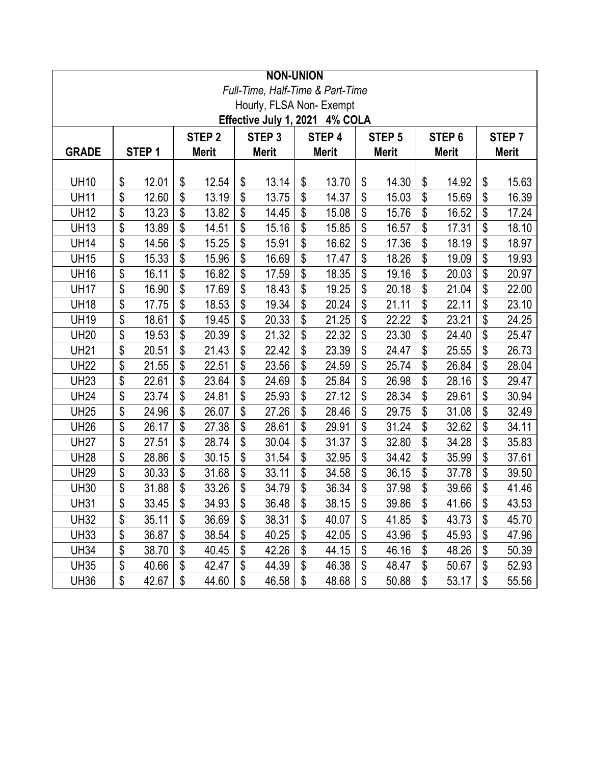**NON-UNION**

*Full-Time, Half-Time & Part-Time*

Hourly, FLSA Non- Exempt

**Effective July 1, 2021 4% COLA**

| GRADE | STEP 1 | STEP 2 Merit | STEP 3 Merit | STEP 4 Merit | STEP 5 Merit | STEP 6 Merit | STEP 7 Merit |
|---|---|---|---|---|---|---|---|
| UH10 | $ 12.01 | $ 12.54 | $ 13.14 | $ 13.70 | $ 14.30 | $ 14.92 | $ 15.63 |
| UH11 | $ 12.60 | $ 13.19 | $ 13.75 | $ 14.37 | $ 15.03 | $ 15.69 | $ 16.39 |
| UH12 | $ 13.23 | $ 13.82 | $ 14.45 | $ 15.08 | $ 15.76 | $ 16.52 | $ 17.24 |
| UH13 | $ 13.89 | $ 14.51 | $ 15.16 | $ 15.85 | $ 16.57 | $ 17.31 | $ 18.10 |
| UH14 | $ 14.56 | $ 15.25 | $ 15.91 | $ 16.62 | $ 17.36 | $ 18.19 | $ 18.97 |
| UH15 | $ 15.33 | $ 15.96 | $ 16.69 | $ 17.47 | $ 18.26 | $ 19.09 | $ 19.93 |
| UH16 | $ 16.11 | $ 16.82 | $ 17.59 | $ 18.35 | $ 19.16 | $ 20.03 | $ 20.97 |
| UH17 | $ 16.90 | $ 17.69 | $ 18.43 | $ 19.25 | $ 20.18 | $ 21.04 | $ 22.00 |
| UH18 | $ 17.75 | $ 18.53 | $ 19.34 | $ 20.24 | $ 21.11 | $ 22.11 | $ 23.10 |
| UH19 | $ 18.61 | $ 19.45 | $ 20.33 | $ 21.25 | $ 22.22 | $ 23.21 | $ 24.25 |
| UH20 | $ 19.53 | $ 20.39 | $ 21.32 | $ 22.32 | $ 23.30 | $ 24.40 | $ 25.47 |
| UH21 | $ 20.51 | $ 21.43 | $ 22.42 | $ 23.39 | $ 24.47 | $ 25.55 | $ 26.73 |
| UH22 | $ 21.55 | $ 22.51 | $ 23.56 | $ 24.59 | $ 25.74 | $ 26.84 | $ 28.04 |
| UH23 | $ 22.61 | $ 23.64 | $ 24.69 | $ 25.84 | $ 26.98 | $ 28.16 | $ 29.47 |
| UH24 | $ 23.74 | $ 24.81 | $ 25.93 | $ 27.12 | $ 28.34 | $ 29.61 | $ 30.94 |
| UH25 | $ 24.96 | $ 26.07 | $ 27.26 | $ 28.46 | $ 29.75 | $ 31.08 | $ 32.49 |
| UH26 | $ 26.17 | $ 27.38 | $ 28.61 | $ 29.91 | $ 31.24 | $ 32.62 | $ 34.11 |
| UH27 | $ 27.51 | $ 28.74 | $ 30.04 | $ 31.37 | $ 32.80 | $ 34.28 | $ 35.83 |
| UH28 | $ 28.86 | $ 30.15 | $ 31.54 | $ 32.95 | $ 34.42 | $ 35.99 | $ 37.61 |
| UH29 | $ 30.33 | $ 31.68 | $ 33.11 | $ 34.58 | $ 36.15 | $ 37.78 | $ 39.50 |
| UH30 | $ 31.88 | $ 33.26 | $ 34.79 | $ 36.34 | $ 37.98 | $ 39.66 | $ 41.46 |
| UH31 | $ 33.45 | $ 34.93 | $ 36.48 | $ 38.15 | $ 39.86 | $ 41.66 | $ 43.53 |
| UH32 | $ 35.11 | $ 36.69 | $ 38.31 | $ 40.07 | $ 41.85 | $ 43.73 | $ 45.70 |
| UH33 | $ 36.87 | $ 38.54 | $ 40.25 | $ 42.05 | $ 43.96 | $ 45.93 | $ 47.96 |
| UH34 | $ 38.70 | $ 40.45 | $ 42.26 | $ 44.15 | $ 46.16 | $ 48.26 | $ 50.39 |
| UH35 | $ 40.66 | $ 42.47 | $ 44.39 | $ 46.38 | $ 48.47 | $ 50.67 | $ 52.93 |
| UH36 | $ 42.67 | $ 44.60 | $ 46.58 | $ 48.68 | $ 50.88 | $ 53.17 | $ 55.56 |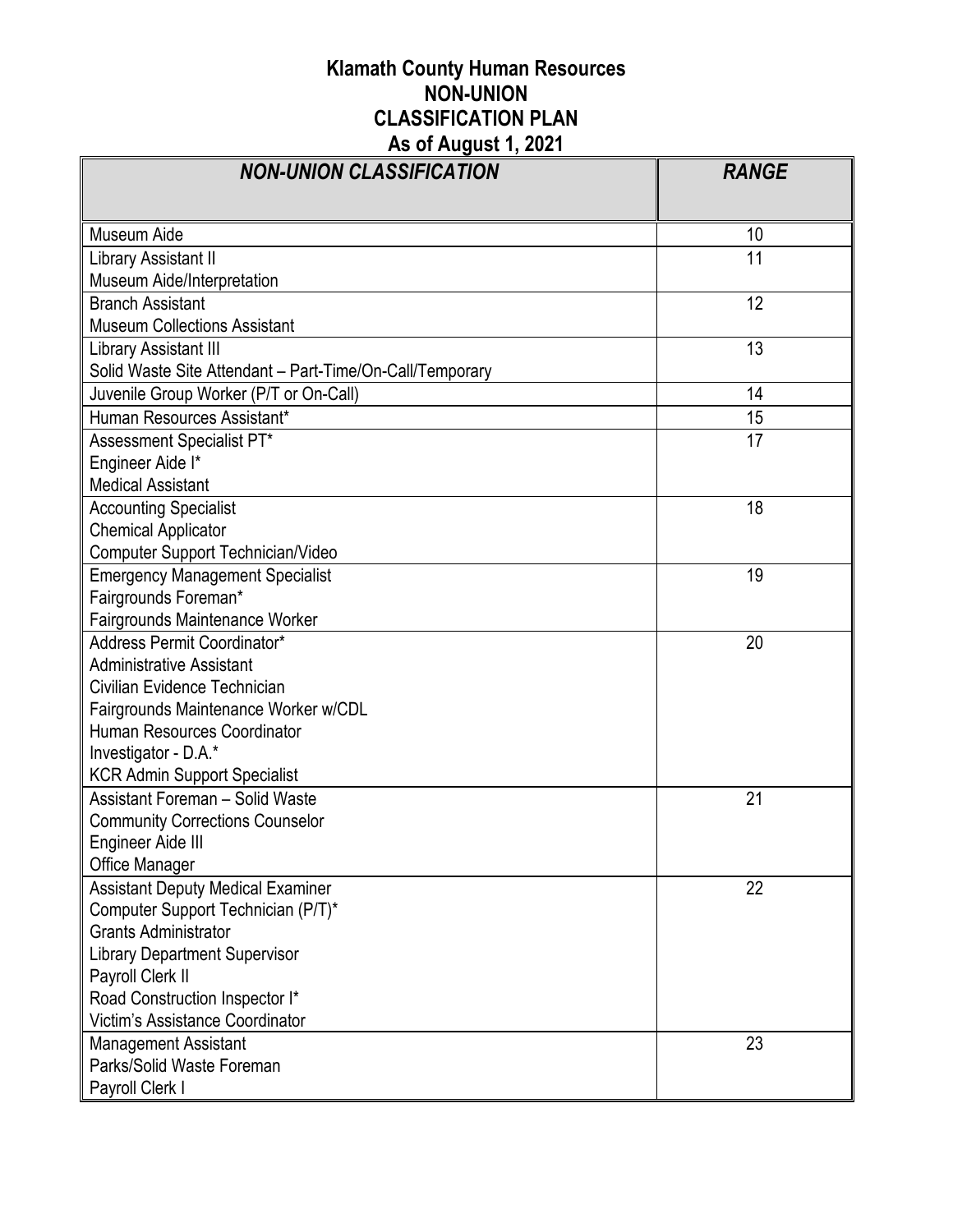# Klamath County Human Resources
## NON-UNION
## CLASSIFICATION PLAN
## As of August 1, 2021

| *NON-UNION CLASSIFICATION* | *RANGE* |
|---|---|
| Museum Aide | 10 |
| Library Assistant II<br>Museum Aide/Interpretation | 11 |
| Branch Assistant<br>Museum Collections Assistant | 12 |
| Library Assistant III<br>Solid Waste Site Attendant – Part-Time/On-Call/Temporary | 13 |
| Juvenile Group Worker (P/T or On-Call) | 14 |
| Human Resources Assistant* | 15 |
| Assessment Specialist PT*<br>Engineer Aide I*<br>Medical Assistant | 17 |
| Accounting Specialist<br>Chemical Applicator<br>Computer Support Technician/Video | 18 |
| Emergency Management Specialist<br>Fairgrounds Foreman*<br>Fairgrounds Maintenance Worker | 19 |
| Address Permit Coordinator*<br>Administrative Assistant<br>Civilian Evidence Technician<br>Fairgrounds Maintenance Worker w/CDL<br>Human Resources Coordinator<br>Investigator - D.A.*<br>KCR Admin Support Specialist | 20 |
| Assistant Foreman – Solid Waste<br>Community Corrections Counselor<br>Engineer Aide III<br>Office Manager | 21 |
| Assistant Deputy Medical Examiner<br>Computer Support Technician (P/T)*<br>Grants Administrator<br>Library Department Supervisor<br>Payroll Clerk II<br>Road Construction Inspector I*<br>Victim's Assistance Coordinator | 22 |
| Management Assistant<br>Parks/Solid Waste Foreman<br>Payroll Clerk I | 23 |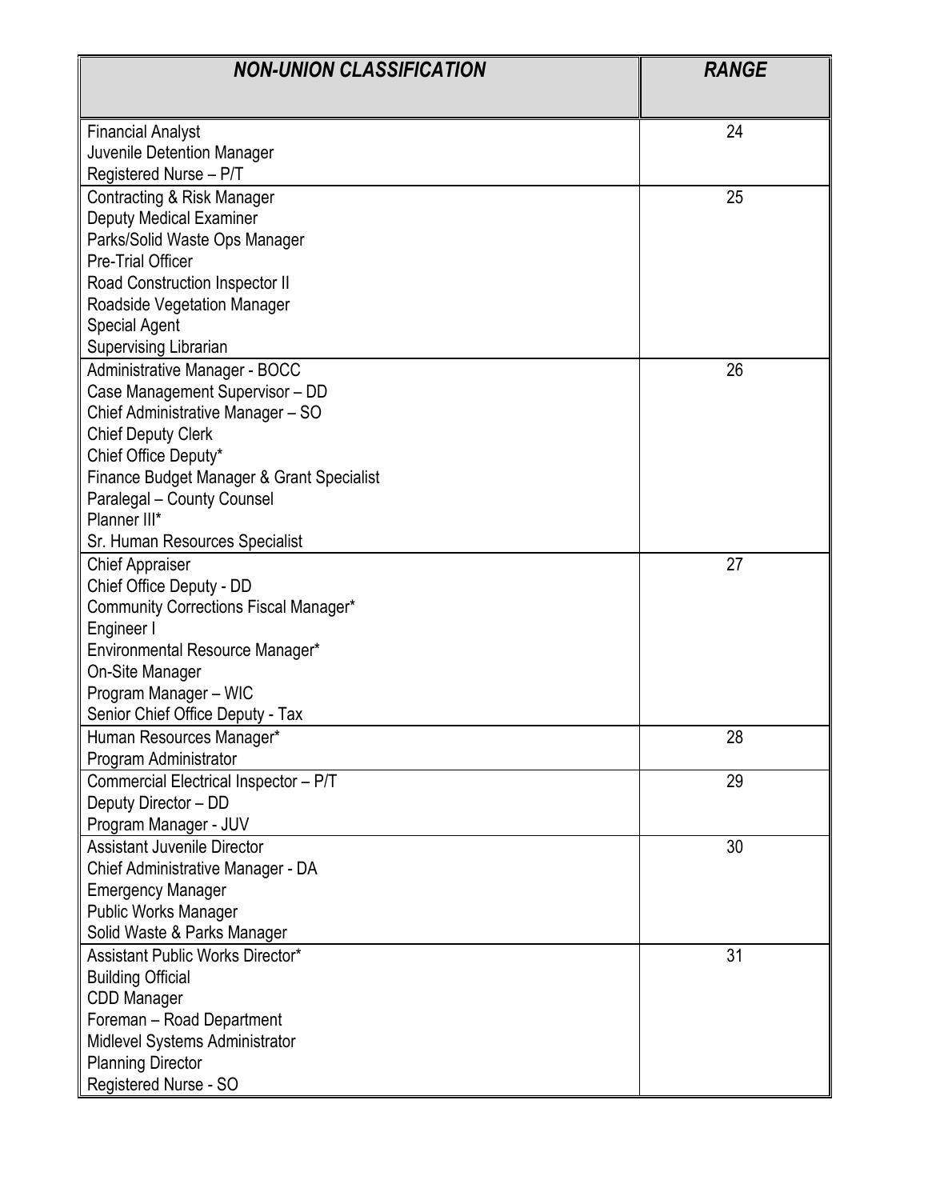| *NON-UNION CLASSIFICATION* | *RANGE* |
|---|---|
| Financial Analyst<br>Juvenile Detention Manager<br>Registered Nurse – P/T | 24 |
| Contracting & Risk Manager<br>Deputy Medical Examiner<br>Parks/Solid Waste Ops Manager<br>Pre-Trial Officer<br>Road Construction Inspector II<br>Roadside Vegetation Manager<br>Special Agent<br>Supervising Librarian | 25 |
| Administrative Manager - BOCC<br>Case Management Supervisor – DD<br>Chief Administrative Manager – SO<br>Chief Deputy Clerk<br>Chief Office Deputy*<br>Finance Budget Manager & Grant Specialist<br>Paralegal – County Counsel<br>Planner III*<br>Sr. Human Resources Specialist | 26 |
| Chief Appraiser<br>Chief Office Deputy - DD<br>Community Corrections Fiscal Manager*<br>Engineer I<br>Environmental Resource Manager*<br>On-Site Manager<br>Program Manager – WIC<br>Senior Chief Office Deputy - Tax | 27 |
| Human Resources Manager*<br>Program Administrator | 28 |
| Commercial Electrical Inspector – P/T<br>Deputy Director – DD<br>Program Manager - JUV | 29 |
| Assistant Juvenile Director<br>Chief Administrative Manager - DA<br>Emergency Manager<br>Public Works Manager<br>Solid Waste & Parks Manager | 30 |
| Assistant Public Works Director*<br>Building Official<br>CDD Manager<br>Foreman – Road Department<br>Midlevel Systems Administrator<br>Planning Director<br>Registered Nurse - SO | 31 |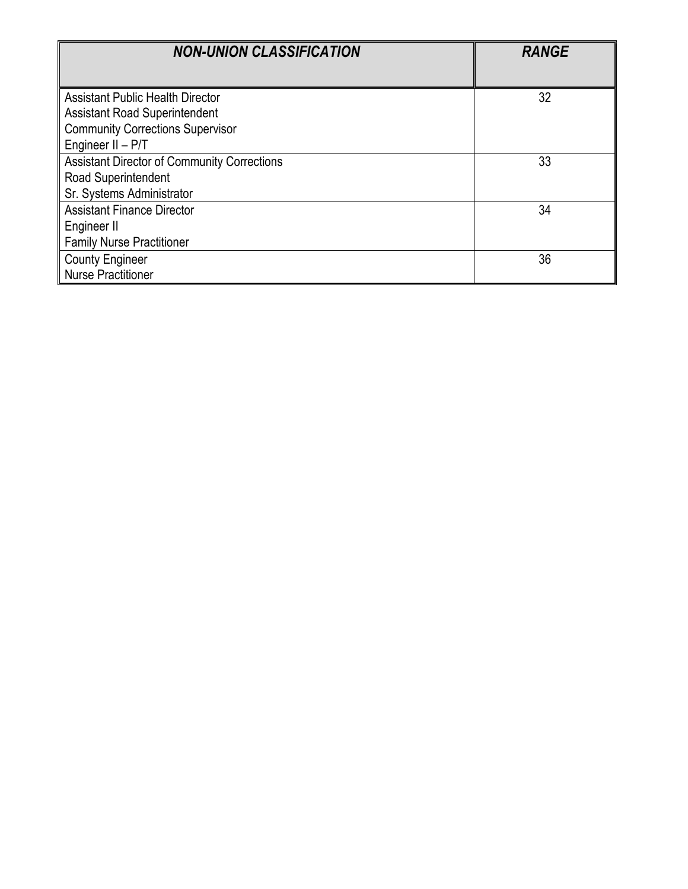| *NON-UNION CLASSIFICATION* | *RANGE* |
|---|---|
| Assistant Public Health Director<br>Assistant Road Superintendent<br>Community Corrections Supervisor<br>Engineer II – P/T | 32 |
| Assistant Director of Community Corrections<br>Road Superintendent<br>Sr. Systems Administrator | 33 |
| Assistant Finance Director<br>Engineer II<br>Family Nurse Practitioner | 34 |
| County Engineer<br>Nurse Practitioner | 36 |